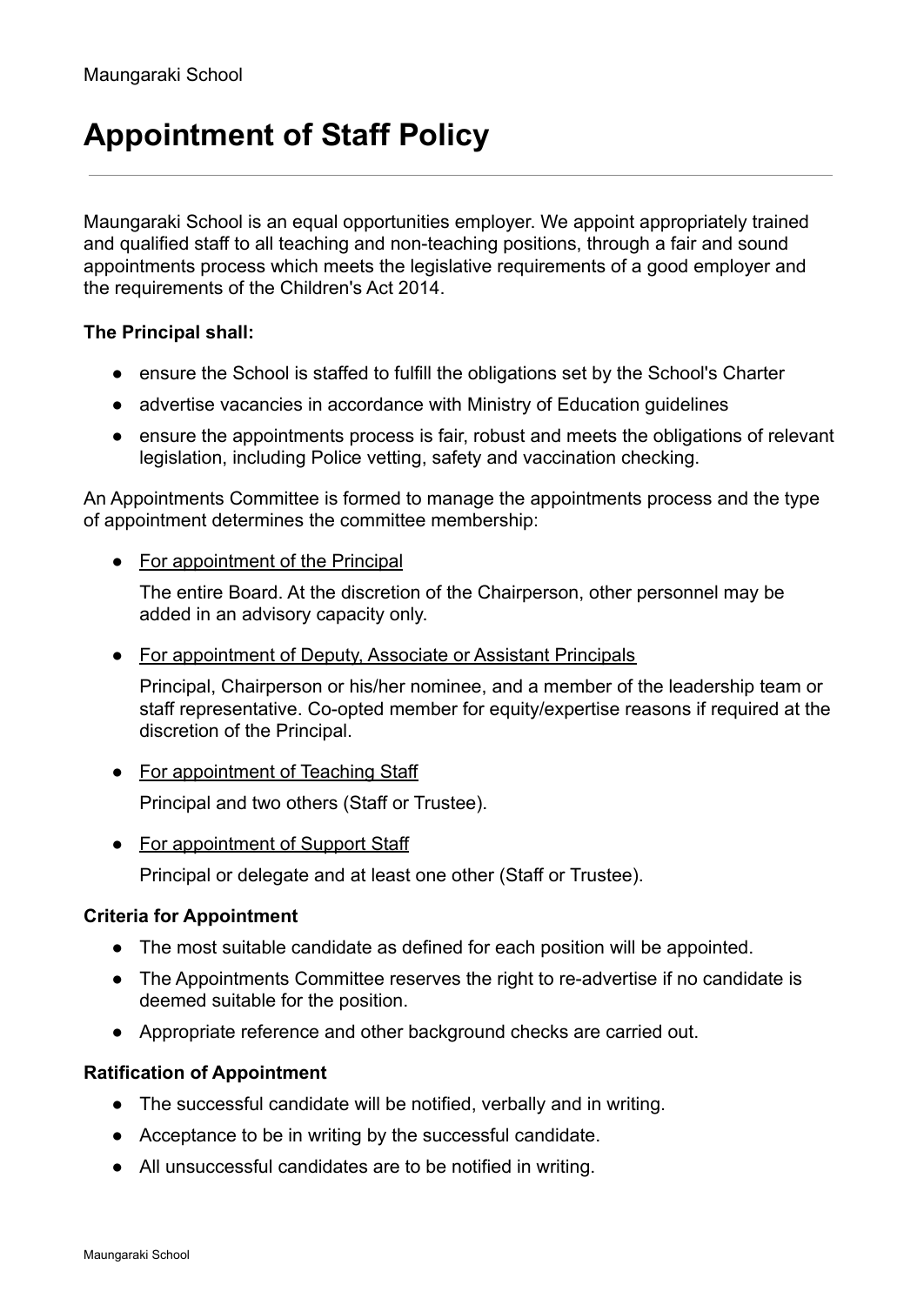Maungaraki School

# Appointment of Staff Policy

---

Maungaraki School is an equal opportunities employer. We appoint appropriately trained and qualified staff to all teaching and non-teaching positions, through a fair and sound appointments process which meets the legislative requirements of a good employer and the requirements of the Children's Act 2014.

**The Principal shall:**

- ensure the School is staffed to fulfill the obligations set by the School's Charter
- advertise vacancies in accordance with Ministry of Education guidelines
- ensure the appointments process is fair, robust and meets the obligations of relevant legislation, including Police vetting, safety and vaccination checking.

An Appointments Committee is formed to manage the appointments process and the type of appointment determines the committee membership:

- For appointment of the Principal

  The entire Board. At the discretion of the Chairperson, other personnel may be added in an advisory capacity only.

- For appointment of Deputy, Associate or Assistant Principals

  Principal, Chairperson or his/her nominee, and a member of the leadership team or staff representative. Co-opted member for equity/expertise reasons if required at the discretion of the Principal.

- For appointment of Teaching Staff

  Principal and two others (Staff or Trustee).

- For appointment of Support Staff

  Principal or delegate and at least one other (Staff or Trustee).

**Criteria for Appointment**

- The most suitable candidate as defined for each position will be appointed.
- The Appointments Committee reserves the right to re-advertise if no candidate is deemed suitable for the position.
- Appropriate reference and other background checks are carried out.

**Ratification of Appointment**

- The successful candidate will be notified, verbally and in writing.
- Acceptance to be in writing by the successful candidate.
- All unsuccessful candidates are to be notified in writing.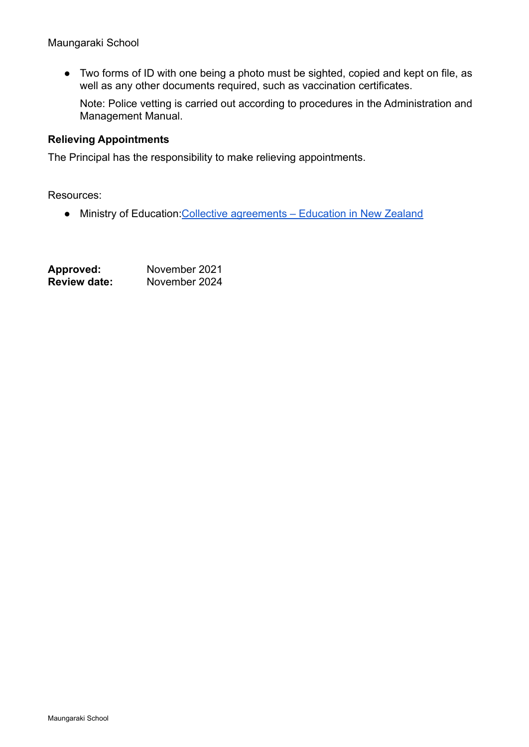- Two forms of ID with one being a photo must be sighted, copied and kept on file, as well as any other documents required, such as vaccination certificates.

  Note: Police vetting is carried out according to procedures in the Administration and Management Manual.

**Relieving Appointments**

The Principal has the responsibility to make relieving appointments.

Resources:

- Ministry of Education:[Collective agreements – Education in New Zealand]

| | |
|---|---|
| **Approved:** | November 2021 |
| **Review date:** | November 2024 |